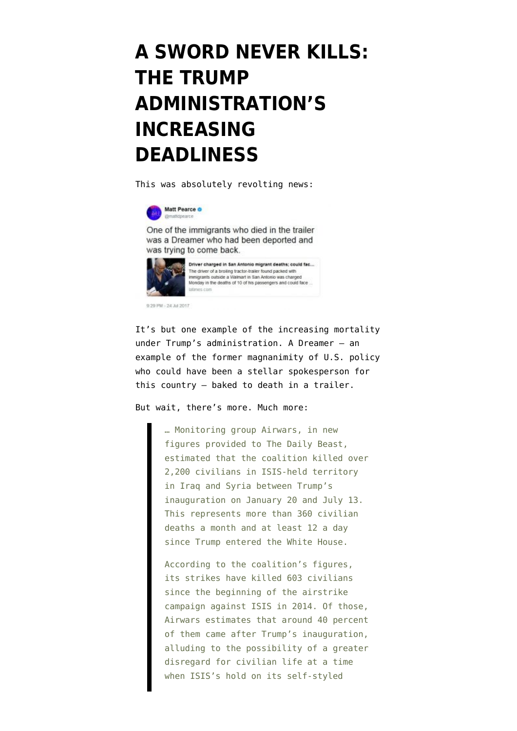# A SWORD NEVER KILLS: THE TRUMP ADMINISTRATION'S INCREASING DEADLINESS

This was absolutely revolting news:

> **Matt Pearce** @mattdpearce
>
> One of the immigrants who died in the trailer was a Dreamer who had been deported and was trying to come back.
>
> **Driver charged in San Antonio migrant deaths; could fac...**
> The driver of a broiling tractor-trailer found packed with immigrants outside a Walmart in San Antonio was charged Monday in the deaths of 10 of his passengers and could face ...
> latimes.com
>
> 9:29 PM - 24 Jul 2017

It's but one example of the increasing mortality under Trump's administration. A Dreamer — an example of the former magnanimity of U.S. policy who could have been a stellar spokesperson for this country — baked to death in a trailer.

But wait, there's more. Much more:

> … Monitoring group Airwars, in new figures provided to The Daily Beast, estimated that the coalition killed over 2,200 civilians in ISIS-held territory in Iraq and Syria between Trump's inauguration on January 20 and July 13. This represents more than 360 civilian deaths a month and at least 12 a day since Trump entered the White House.
>
> According to the coalition's figures, its strikes have killed 603 civilians since the beginning of the airstrike campaign against ISIS in 2014. Of those, Airwars estimates that around 40 percent of them came after Trump's inauguration, alluding to the possibility of a greater disregard for civilian life at a time when ISIS's hold on its self-styled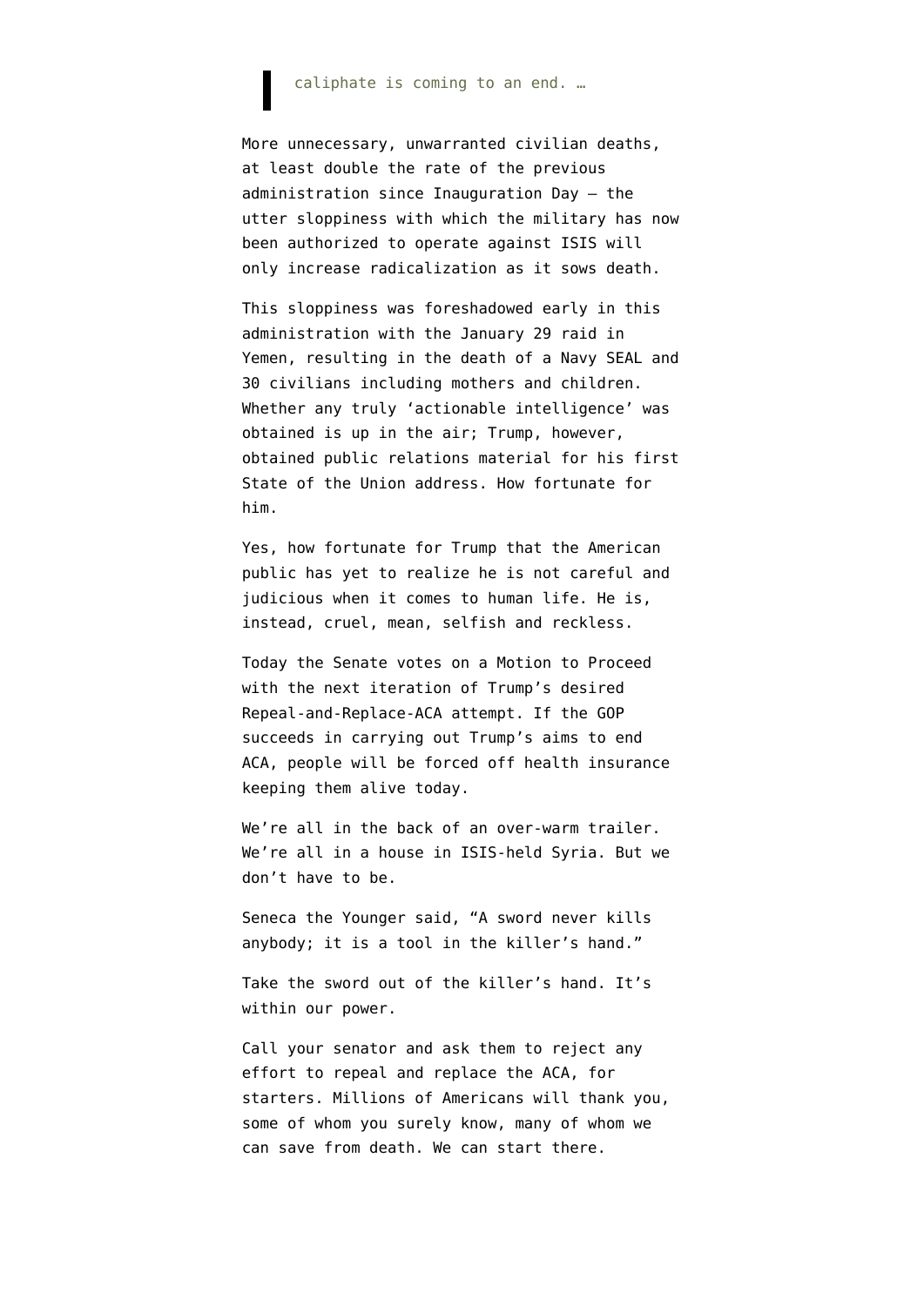> caliphate is coming to an end. …

More unnecessary, unwarranted civilian deaths, at least double the rate of the previous administration since Inauguration Day — the utter sloppiness with which the military has now been authorized to operate against ISIS will only increase radicalization as it sows death.

This sloppiness was foreshadowed early in this administration with the January 29 raid in Yemen, resulting in the death of a Navy SEAL and 30 civilians including mothers and children. Whether any truly 'actionable intelligence' was obtained is up in the air; Trump, however, obtained public relations material for his first State of the Union address. How fortunate for him.

Yes, how fortunate for Trump that the American public has yet to realize he is not careful and judicious when it comes to human life. He is, instead, cruel, mean, selfish and reckless.

Today the Senate votes on a Motion to Proceed with the next iteration of Trump's desired Repeal-and-Replace-ACA attempt. If the GOP succeeds in carrying out Trump's aims to end ACA, people will be forced off health insurance keeping them alive today.

We're all in the back of an over-warm trailer. We're all in a house in ISIS-held Syria. But we don't have to be.

Seneca the Younger said, "A sword never kills anybody; it is a tool in the killer's hand."

Take the sword out of the killer's hand. It's within our power.

Call your senator and ask them to reject any effort to repeal and replace the ACA, for starters. Millions of Americans will thank you, some of whom you surely know, many of whom we can save from death. We can start there.